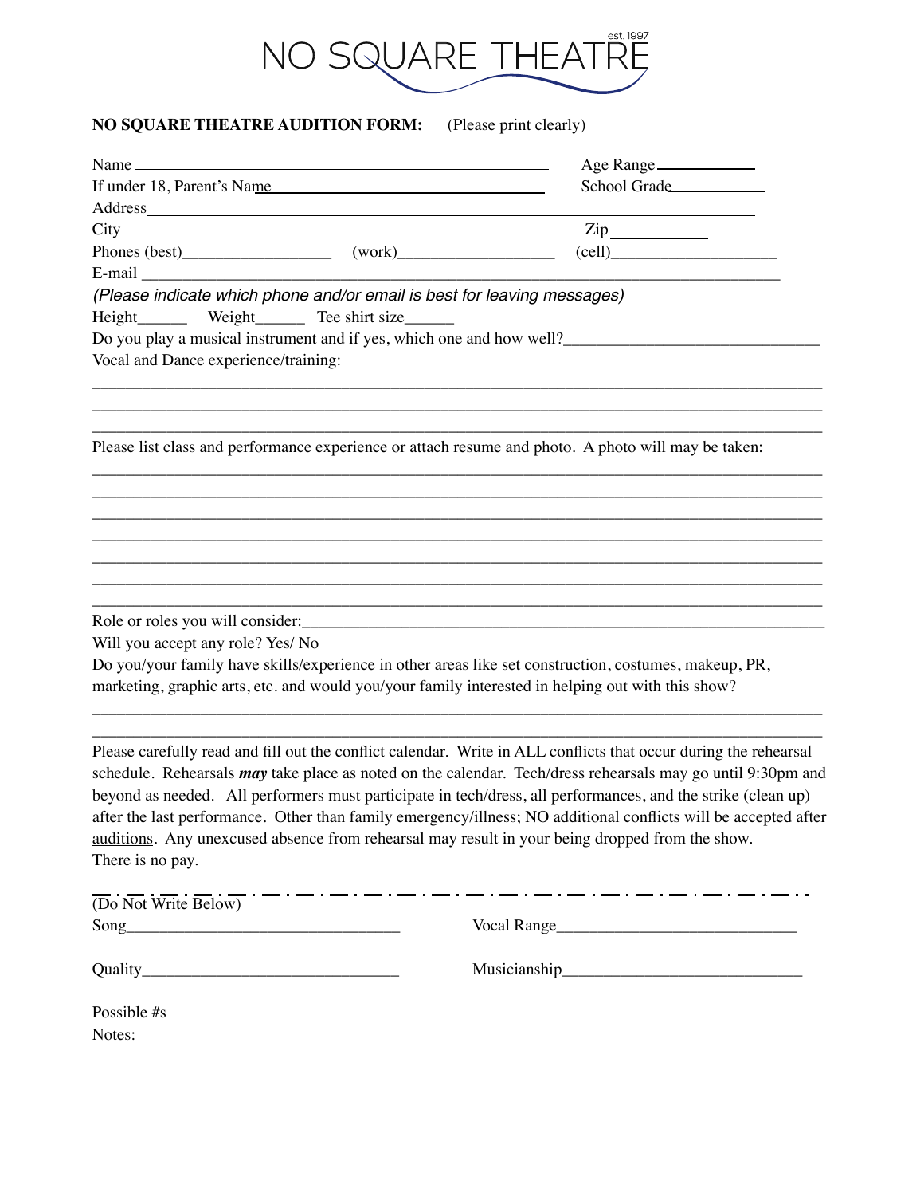# NO SQUARE THEATRE

est. 1997

**NO SQUARE THEATRE AUDITION FORM:** (Please print clearly)

Name ______________________________ Age Range ____________
If under 18, Parent's Name ______________________________ School Grade ____________
Address ______________________________
City ______________________________ Zip ____________
Phones (best)__________________ (work)___________________ (cell)____________________
E-mail ______________________________

*(Please indicate which phone and/or email is best for leaving messages)*

Height______ Weight______ Tee shirt size______

Do you play a musical instrument and if yes, which one and how well?_______________________________

Vocal and Dance experience/training:

______________________________________________________________________________

______________________________________________________________________________

______________________________________________________________________________

Please list class and performance experience or attach resume and photo. A photo will may be taken:

______________________________________________________________________________

______________________________________________________________________________

______________________________________________________________________________

______________________________________________________________________________

______________________________________________________________________________

______________________________________________________________________________

______________________________________________________________________________

Role or roles you will consider:_________________________________________________________________

Will you accept any role? Yes/ No

Do you/your family have skills/experience in other areas like set construction, costumes, makeup, PR, marketing, graphic arts, etc. and would you/your family interested in helping out with this show?

______________________________________________________________________________

______________________________________________________________________________

Please carefully read and fill out the conflict calendar. Write in ALL conflicts that occur during the rehearsal schedule. Rehearsals ***may*** take place as noted on the calendar. Tech/dress rehearsals may go until 9:30pm and beyond as needed. All performers must participate in tech/dress, all performances, and the strike (clean up) after the last performance. Other than family emergency/illness; <u>NO additional conflicts will be accepted after auditions</u>. Any unexcused absence from rehearsal may result in your being dropped from the show. There is no pay.

---

(Do Not Write Below)

Song_________________________________ Vocal Range_____________________________

Quality_______________________________ Musicianship_____________________________

Possible #s

Notes: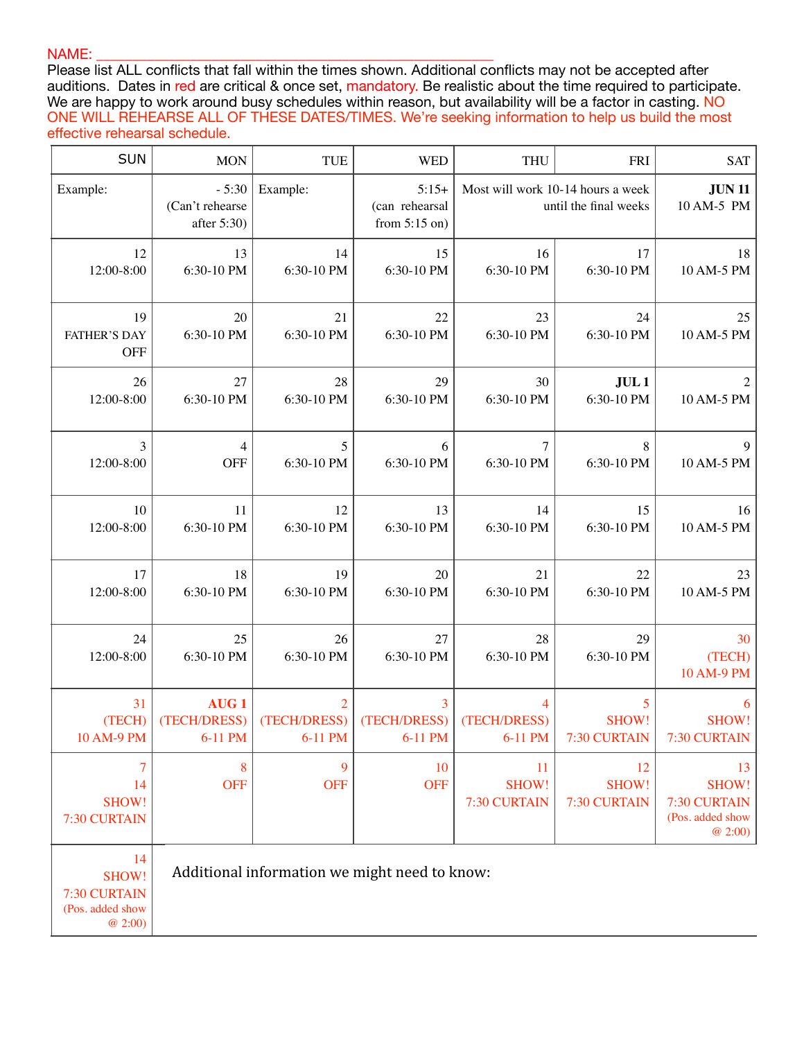NAME: ___________________________________________________

Please list ALL conflicts that fall within the times shown. Additional conflicts may not be accepted after auditions. Dates in red are critical & once set, mandatory. Be realistic about the time required to participate. We are happy to work around busy schedules within reason, but availability will be a factor in casting. NO ONE WILL REHEARSE ALL OF THESE DATES/TIMES. We're seeking information to help us build the most effective rehearsal schedule.

| SUN | MON | TUE | WED | THU | FRI | SAT |
|---|---|---|---|---|---|---|
| Example: | - 5:30 (Can't rehearse after 5:30) | Example: | 5:15+ (can rehearsal from 5:15 on) | Most will work 10-14 hours a week until the final weeks | | **JUN 11** 10 AM-5 PM |
| 12 12:00-8:00 | 13 6:30-10 PM | 14 6:30-10 PM | 15 6:30-10 PM | 16 6:30-10 PM | 17 6:30-10 PM | 18 10 AM-5 PM |
| 19 FATHER'S DAY OFF | 20 6:30-10 PM | 21 6:30-10 PM | 22 6:30-10 PM | 23 6:30-10 PM | 24 6:30-10 PM | 25 10 AM-5 PM |
| 26 12:00-8:00 | 27 6:30-10 PM | 28 6:30-10 PM | 29 6:30-10 PM | 30 6:30-10 PM | **JUL 1** 6:30-10 PM | 2 10 AM-5 PM |
| 3 12:00-8:00 | 4 OFF | 5 6:30-10 PM | 6 6:30-10 PM | 7 6:30-10 PM | 8 6:30-10 PM | 9 10 AM-5 PM |
| 10 12:00-8:00 | 11 6:30-10 PM | 12 6:30-10 PM | 13 6:30-10 PM | 14 6:30-10 PM | 15 6:30-10 PM | 16 10 AM-5 PM |
| 17 12:00-8:00 | 18 6:30-10 PM | 19 6:30-10 PM | 20 6:30-10 PM | 21 6:30-10 PM | 22 6:30-10 PM | 23 10 AM-5 PM |
| 24 12:00-8:00 | 25 6:30-10 PM | 26 6:30-10 PM | 27 6:30-10 PM | 28 6:30-10 PM | 29 6:30-10 PM | 30 (TECH) 10 AM-9 PM |
| 31 (TECH) 10 AM-9 PM | **AUG 1** (TECH/DRESS) 6-11 PM | 2 (TECH/DRESS) 6-11 PM | 3 (TECH/DRESS) 6-11 PM | 4 (TECH/DRESS) 6-11 PM | 5 SHOW! 7:30 CURTAIN | 6 SHOW! 7:30 CURTAIN |
| 7 14 SHOW! 7:30 CURTAIN | 8 OFF | 9 OFF | 10 OFF | 11 SHOW! 7:30 CURTAIN | 12 SHOW! 7:30 CURTAIN | 13 SHOW! 7:30 CURTAIN (Pos. added show @ 2:00) |
| 14 SHOW! 7:30 CURTAIN (Pos. added show @ 2:00) | Additional information we might need to know: | | | | | |